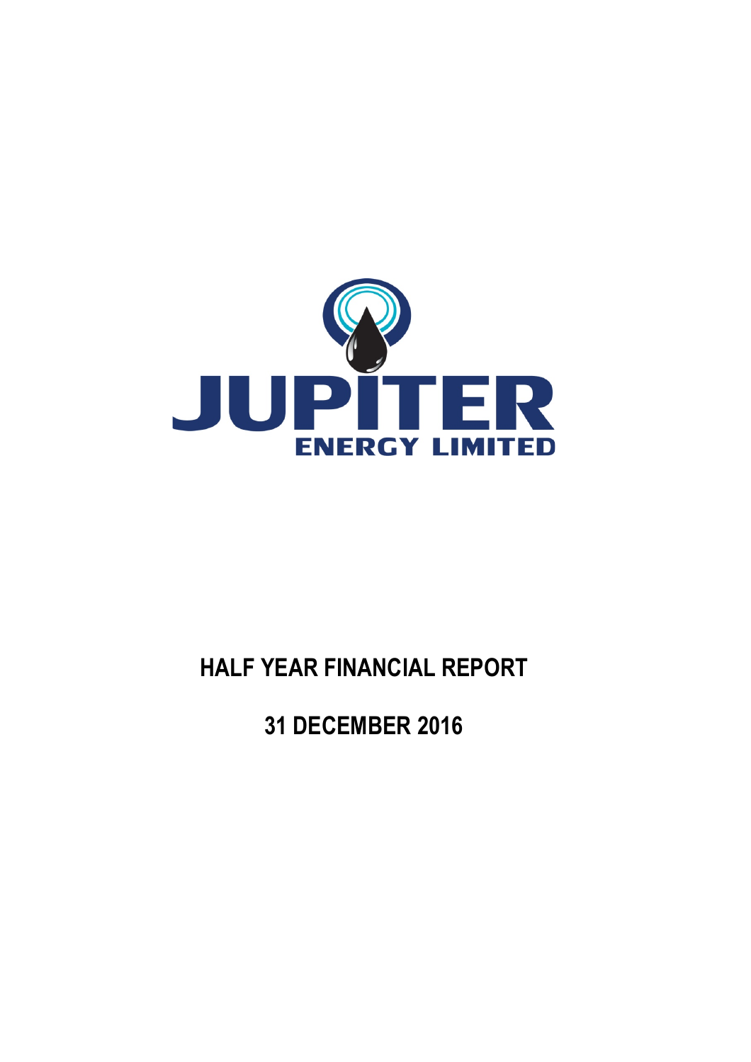# JUPITER ENERGY LIMITED

# HALF YEAR FINANCIAL REPORT

## 31 DECEMBER 2016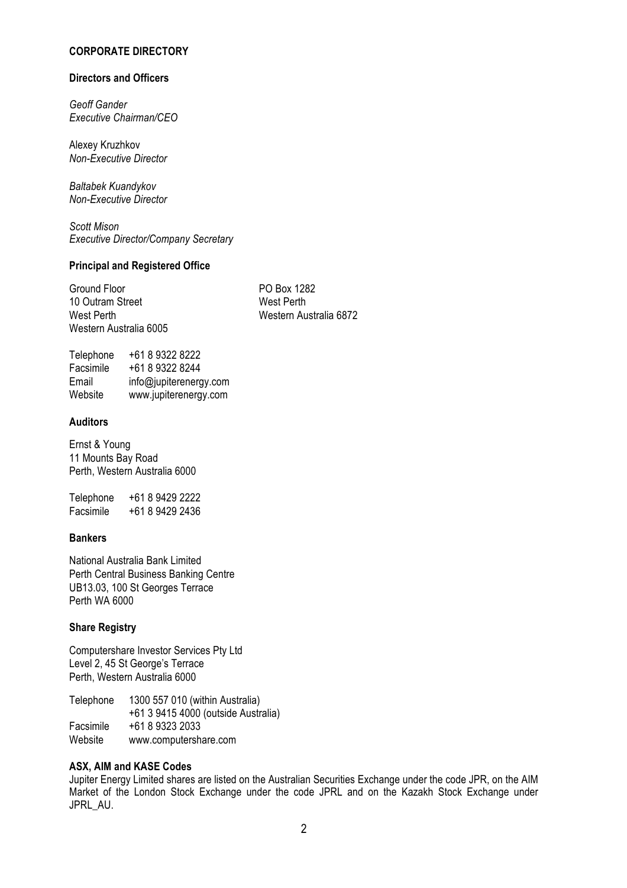## CORPORATE DIRECTORY

### Directors and Officers

*Geoff Gander*
*Executive Chairman/CEO*

Alexey Kruzhkov
*Non-Executive Director*

*Baltabek Kuandykov*
*Non-Executive Director*

*Scott Mison*
*Executive Director/Company Secretary*

### Principal and Registered Office

Ground Floor
10 Outram Street
West Perth
Western Australia 6005

PO Box 1282
West Perth
Western Australia 6872

| | |
|---|---|
| Telephone | +61 8 9322 8222 |
| Facsimile | +61 8 9322 8244 |
| Email | info@jupiterenergy.com |
| Website | www.jupiterenergy.com |

### Auditors

Ernst & Young
11 Mounts Bay Road
Perth, Western Australia 6000

| | |
|---|---|
| Telephone | +61 8 9429 2222 |
| Facsimile | +61 8 9429 2436 |

### Bankers

National Australia Bank Limited
Perth Central Business Banking Centre
UB13.03, 100 St Georges Terrace
Perth WA 6000

### Share Registry

Computershare Investor Services Pty Ltd
Level 2, 45 St George's Terrace
Perth, Western Australia 6000

| | |
|---|---|
| Telephone | 1300 557 010 (within Australia) |
| | +61 3 9415 4000 (outside Australia) |
| Facsimile | +61 8 9323 2033 |
| Website | www.computershare.com |

### ASX, AIM and KASE Codes

Jupiter Energy Limited shares are listed on the Australian Securities Exchange under the code JPR, on the AIM Market of the London Stock Exchange under the code JPRL and on the Kazakh Stock Exchange under JPRL_AU.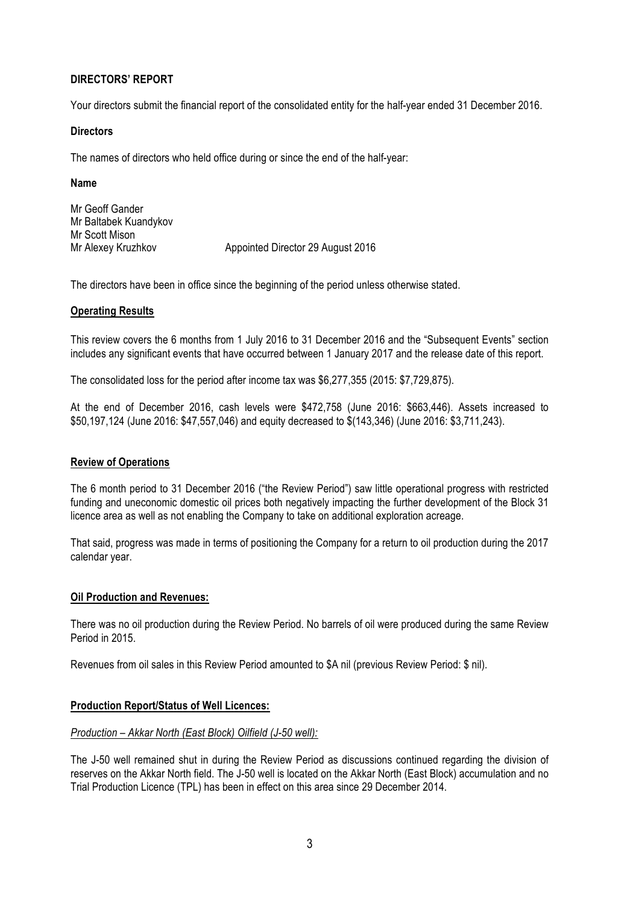## DIRECTORS' REPORT

Your directors submit the financial report of the consolidated entity for the half-year ended 31 December 2016.

### Directors

The names of directors who held office during or since the end of the half-year:

**Name**

Mr Geoff Gander
Mr Baltabek Kuandykov
Mr Scott Mison
Mr Alexey Kruzhkov — Appointed Director 29 August 2016

The directors have been in office since the beginning of the period unless otherwise stated.

### Operating Results

This review covers the 6 months from 1 July 2016 to 31 December 2016 and the "Subsequent Events" section includes any significant events that have occurred between 1 January 2017 and the release date of this report.

The consolidated loss for the period after income tax was $6,277,355 (2015: $7,729,875).

At the end of December 2016, cash levels were $472,758 (June 2016: $663,446). Assets increased to $50,197,124 (June 2016: $47,557,046) and equity decreased to $(143,346) (June 2016: $3,711,243).

### Review of Operations

The 6 month period to 31 December 2016 ("the Review Period") saw little operational progress with restricted funding and uneconomic domestic oil prices both negatively impacting the further development of the Block 31 licence area as well as not enabling the Company to take on additional exploration acreage.

That said, progress was made in terms of positioning the Company for a return to oil production during the 2017 calendar year.

### Oil Production and Revenues:

There was no oil production during the Review Period. No barrels of oil were produced during the same Review Period in 2015.

Revenues from oil sales in this Review Period amounted to $A nil (previous Review Period: $ nil).

### Production Report/Status of Well Licences:

*Production – Akkar North (East Block) Oilfield (J-50 well):*

The J-50 well remained shut in during the Review Period as discussions continued regarding the division of reserves on the Akkar North field. The J-50 well is located on the Akkar North (East Block) accumulation and no Trial Production Licence (TPL) has been in effect on this area since 29 December 2014.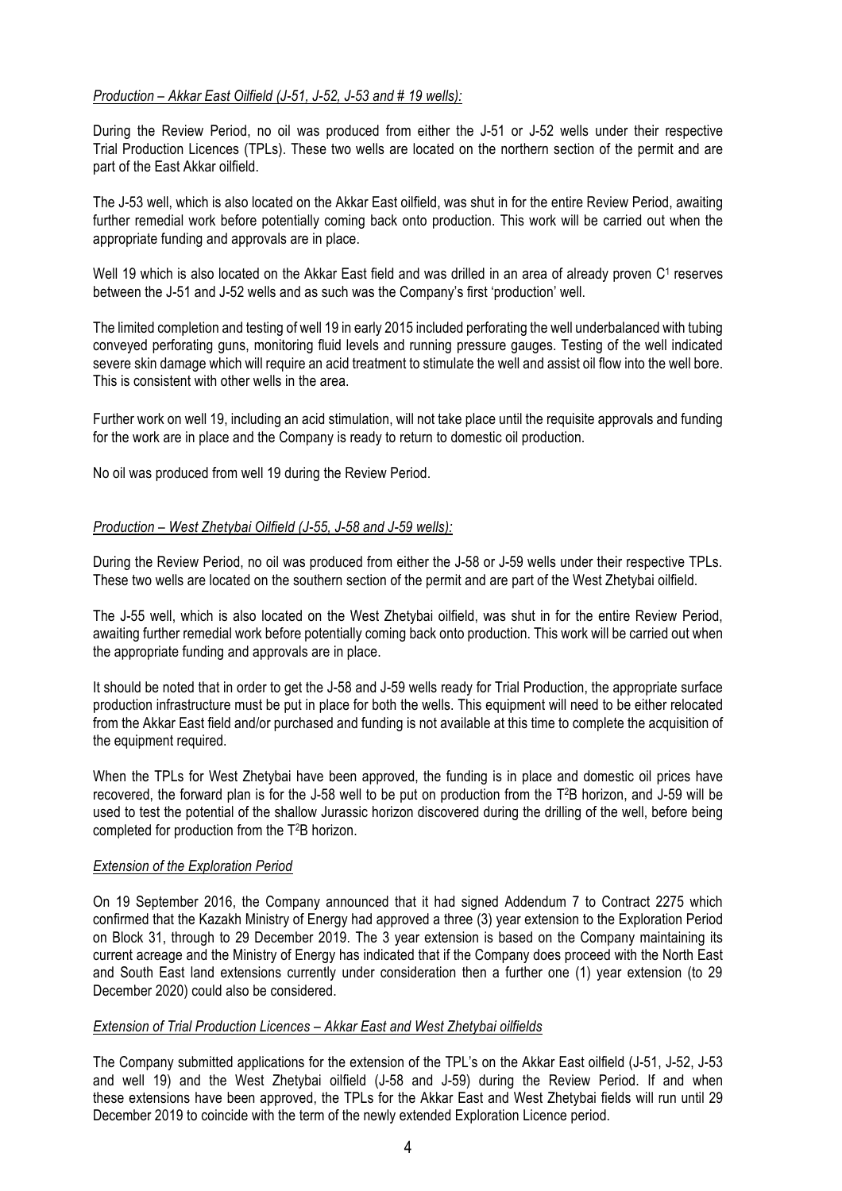*Production – Akkar East Oilfield (J-51, J-52, J-53 and # 19 wells):*

During the Review Period, no oil was produced from either the J-51 or J-52 wells under their respective Trial Production Licences (TPLs). These two wells are located on the northern section of the permit and are part of the East Akkar oilfield.

The J-53 well, which is also located on the Akkar East oilfield, was shut in for the entire Review Period, awaiting further remedial work before potentially coming back onto production. This work will be carried out when the appropriate funding and approvals are in place.

Well 19 which is also located on the Akkar East field and was drilled in an area of already proven $C^1$ reserves between the J-51 and J-52 wells and as such was the Company's first 'production' well.

The limited completion and testing of well 19 in early 2015 included perforating the well underbalanced with tubing conveyed perforating guns, monitoring fluid levels and running pressure gauges. Testing of the well indicated severe skin damage which will require an acid treatment to stimulate the well and assist oil flow into the well bore. This is consistent with other wells in the area.

Further work on well 19, including an acid stimulation, will not take place until the requisite approvals and funding for the work are in place and the Company is ready to return to domestic oil production.

No oil was produced from well 19 during the Review Period.

*Production – West Zhetybai Oilfield (J-55, J-58 and J-59 wells):*

During the Review Period, no oil was produced from either the J-58 or J-59 wells under their respective TPLs. These two wells are located on the southern section of the permit and are part of the West Zhetybai oilfield.

The J-55 well, which is also located on the West Zhetybai oilfield, was shut in for the entire Review Period, awaiting further remedial work before potentially coming back onto production. This work will be carried out when the appropriate funding and approvals are in place.

It should be noted that in order to get the J-58 and J-59 wells ready for Trial Production, the appropriate surface production infrastructure must be put in place for both the wells. This equipment will need to be either relocated from the Akkar East field and/or purchased and funding is not available at this time to complete the acquisition of the equipment required.

When the TPLs for West Zhetybai have been approved, the funding is in place and domestic oil prices have recovered, the forward plan is for the J-58 well to be put on production from the $T^2B$ horizon, and J-59 will be used to test the potential of the shallow Jurassic horizon discovered during the drilling of the well, before being completed for production from the $T^2B$ horizon.

*Extension of the Exploration Period*

On 19 September 2016, the Company announced that it had signed Addendum 7 to Contract 2275 which confirmed that the Kazakh Ministry of Energy had approved a three (3) year extension to the Exploration Period on Block 31, through to 29 December 2019. The 3 year extension is based on the Company maintaining its current acreage and the Ministry of Energy has indicated that if the Company does proceed with the North East and South East land extensions currently under consideration then a further one (1) year extension (to 29 December 2020) could also be considered.

*Extension of Trial Production Licences – Akkar East and West Zhetybai oilfields*

The Company submitted applications for the extension of the TPL's on the Akkar East oilfield (J-51, J-52, J-53 and well 19) and the West Zhetybai oilfield (J-58 and J-59) during the Review Period. If and when these extensions have been approved, the TPLs for the Akkar East and West Zhetybai fields will run until 29 December 2019 to coincide with the term of the newly extended Exploration Licence period.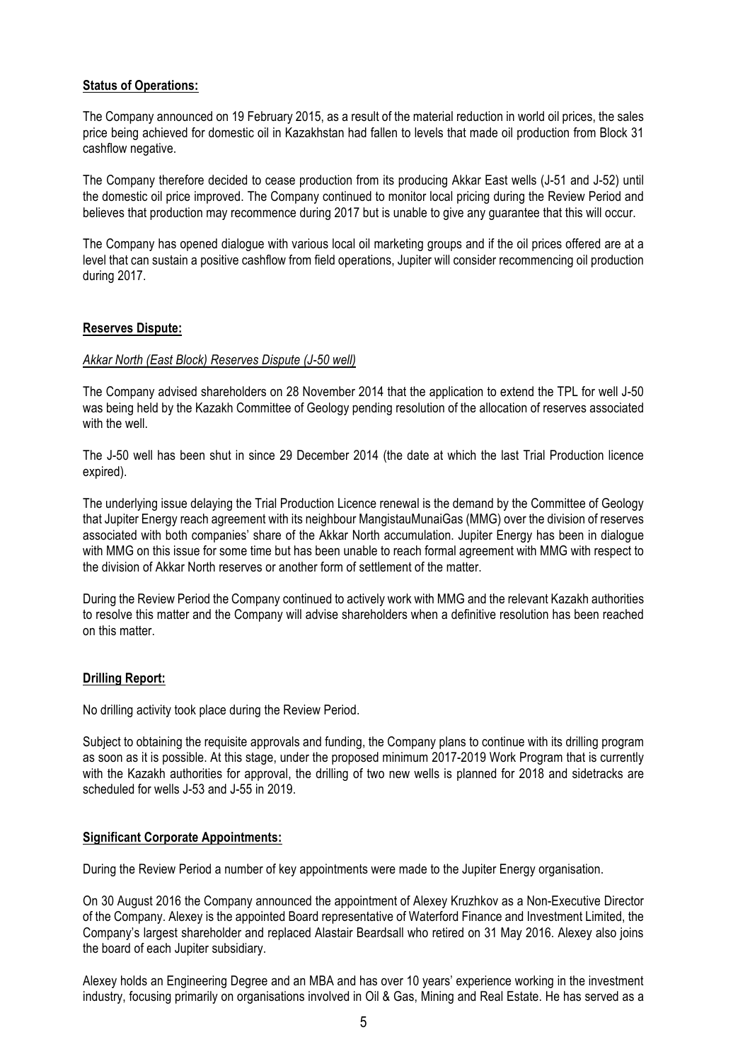**Status of Operations:**

The Company announced on 19 February 2015, as a result of the material reduction in world oil prices, the sales price being achieved for domestic oil in Kazakhstan had fallen to levels that made oil production from Block 31 cashflow negative.

The Company therefore decided to cease production from its producing Akkar East wells (J-51 and J-52) until the domestic oil price improved. The Company continued to monitor local pricing during the Review Period and believes that production may recommence during 2017 but is unable to give any guarantee that this will occur.

The Company has opened dialogue with various local oil marketing groups and if the oil prices offered are at a level that can sustain a positive cashflow from field operations, Jupiter will consider recommencing oil production during 2017.

**Reserves Dispute:**

*Akkar North (East Block) Reserves Dispute (J-50 well)*

The Company advised shareholders on 28 November 2014 that the application to extend the TPL for well J-50 was being held by the Kazakh Committee of Geology pending resolution of the allocation of reserves associated with the well.

The J-50 well has been shut in since 29 December 2014 (the date at which the last Trial Production licence expired).

The underlying issue delaying the Trial Production Licence renewal is the demand by the Committee of Geology that Jupiter Energy reach agreement with its neighbour MangistauMunaiGas (MMG) over the division of reserves associated with both companies' share of the Akkar North accumulation. Jupiter Energy has been in dialogue with MMG on this issue for some time but has been unable to reach formal agreement with MMG with respect to the division of Akkar North reserves or another form of settlement of the matter.

During the Review Period the Company continued to actively work with MMG and the relevant Kazakh authorities to resolve this matter and the Company will advise shareholders when a definitive resolution has been reached on this matter.

**Drilling Report:**

No drilling activity took place during the Review Period.

Subject to obtaining the requisite approvals and funding, the Company plans to continue with its drilling program as soon as it is possible. At this stage, under the proposed minimum 2017-2019 Work Program that is currently with the Kazakh authorities for approval, the drilling of two new wells is planned for 2018 and sidetracks are scheduled for wells J-53 and J-55 in 2019.

**Significant Corporate Appointments:**

During the Review Period a number of key appointments were made to the Jupiter Energy organisation.

On 30 August 2016 the Company announced the appointment of Alexey Kruzhkov as a Non-Executive Director of the Company. Alexey is the appointed Board representative of Waterford Finance and Investment Limited, the Company's largest shareholder and replaced Alastair Beardsall who retired on 31 May 2016. Alexey also joins the board of each Jupiter subsidiary.

Alexey holds an Engineering Degree and an MBA and has over 10 years' experience working in the investment industry, focusing primarily on organisations involved in Oil & Gas, Mining and Real Estate. He has served as a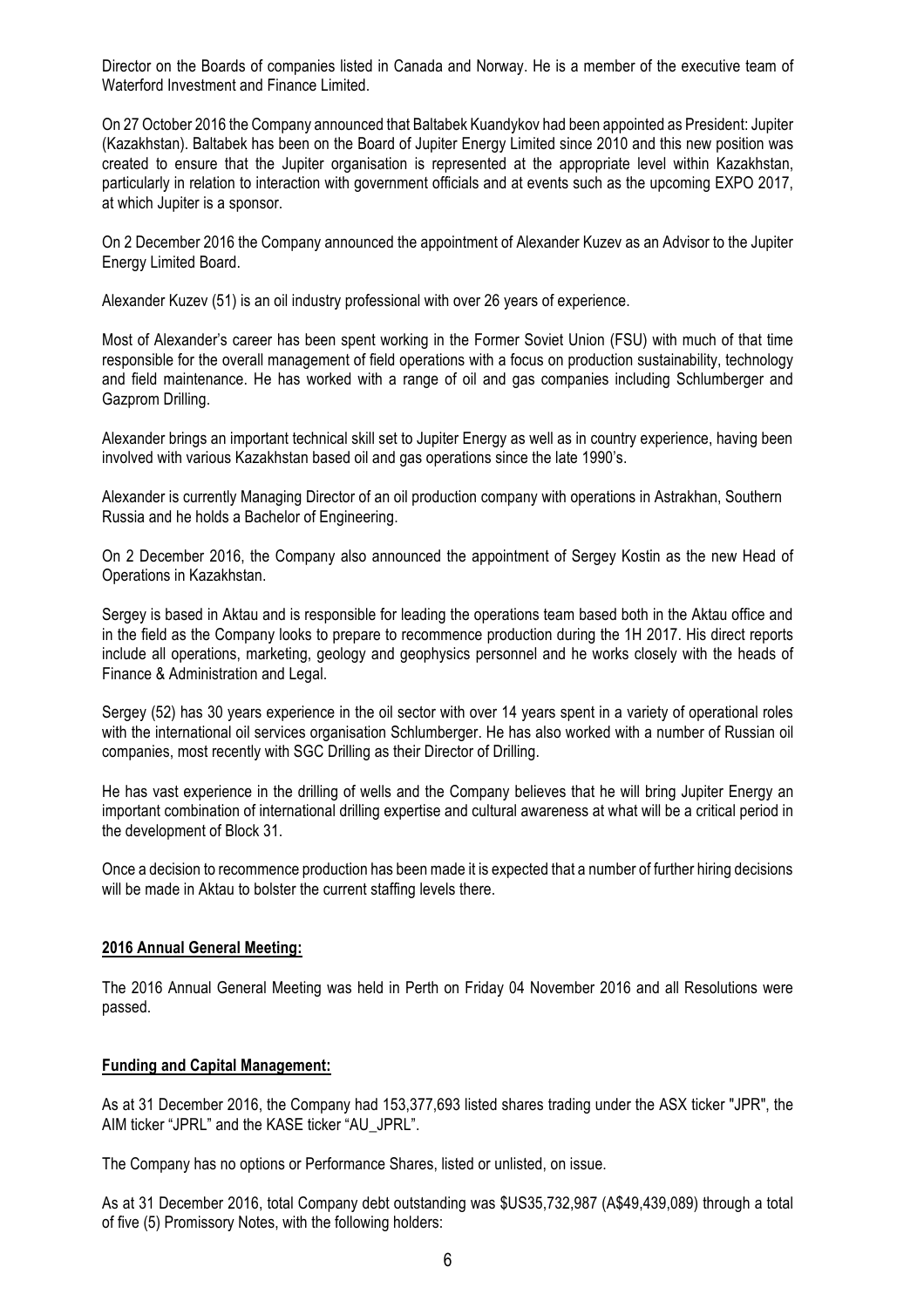Director on the Boards of companies listed in Canada and Norway. He is a member of the executive team of Waterford Investment and Finance Limited.

On 27 October 2016 the Company announced that Baltabek Kuandykov had been appointed as President: Jupiter (Kazakhstan). Baltabek has been on the Board of Jupiter Energy Limited since 2010 and this new position was created to ensure that the Jupiter organisation is represented at the appropriate level within Kazakhstan, particularly in relation to interaction with government officials and at events such as the upcoming EXPO 2017, at which Jupiter is a sponsor.

On 2 December 2016 the Company announced the appointment of Alexander Kuzev as an Advisor to the Jupiter Energy Limited Board.

Alexander Kuzev (51) is an oil industry professional with over 26 years of experience.

Most of Alexander's career has been spent working in the Former Soviet Union (FSU) with much of that time responsible for the overall management of field operations with a focus on production sustainability, technology and field maintenance. He has worked with a range of oil and gas companies including Schlumberger and Gazprom Drilling.

Alexander brings an important technical skill set to Jupiter Energy as well as in country experience, having been involved with various Kazakhstan based oil and gas operations since the late 1990's.

Alexander is currently Managing Director of an oil production company with operations in Astrakhan, Southern Russia and he holds a Bachelor of Engineering.

On 2 December 2016, the Company also announced the appointment of Sergey Kostin as the new Head of Operations in Kazakhstan.

Sergey is based in Aktau and is responsible for leading the operations team based both in the Aktau office and in the field as the Company looks to prepare to recommence production during the 1H 2017. His direct reports include all operations, marketing, geology and geophysics personnel and he works closely with the heads of Finance & Administration and Legal.

Sergey (52) has 30 years experience in the oil sector with over 14 years spent in a variety of operational roles with the international oil services organisation Schlumberger. He has also worked with a number of Russian oil companies, most recently with SGC Drilling as their Director of Drilling.

He has vast experience in the drilling of wells and the Company believes that he will bring Jupiter Energy an important combination of international drilling expertise and cultural awareness at what will be a critical period in the development of Block 31.

Once a decision to recommence production has been made it is expected that a number of further hiring decisions will be made in Aktau to bolster the current staffing levels there.

**2016 Annual General Meeting:**

The 2016 Annual General Meeting was held in Perth on Friday 04 November 2016 and all Resolutions were passed.

**Funding and Capital Management:**

As at 31 December 2016, the Company had 153,377,693 listed shares trading under the ASX ticker "JPR", the AIM ticker "JPRL" and the KASE ticker "AU_JPRL".

The Company has no options or Performance Shares, listed or unlisted, on issue.

As at 31 December 2016, total Company debt outstanding was $US35,732,987 (A$49,439,089) through a total of five (5) Promissory Notes, with the following holders: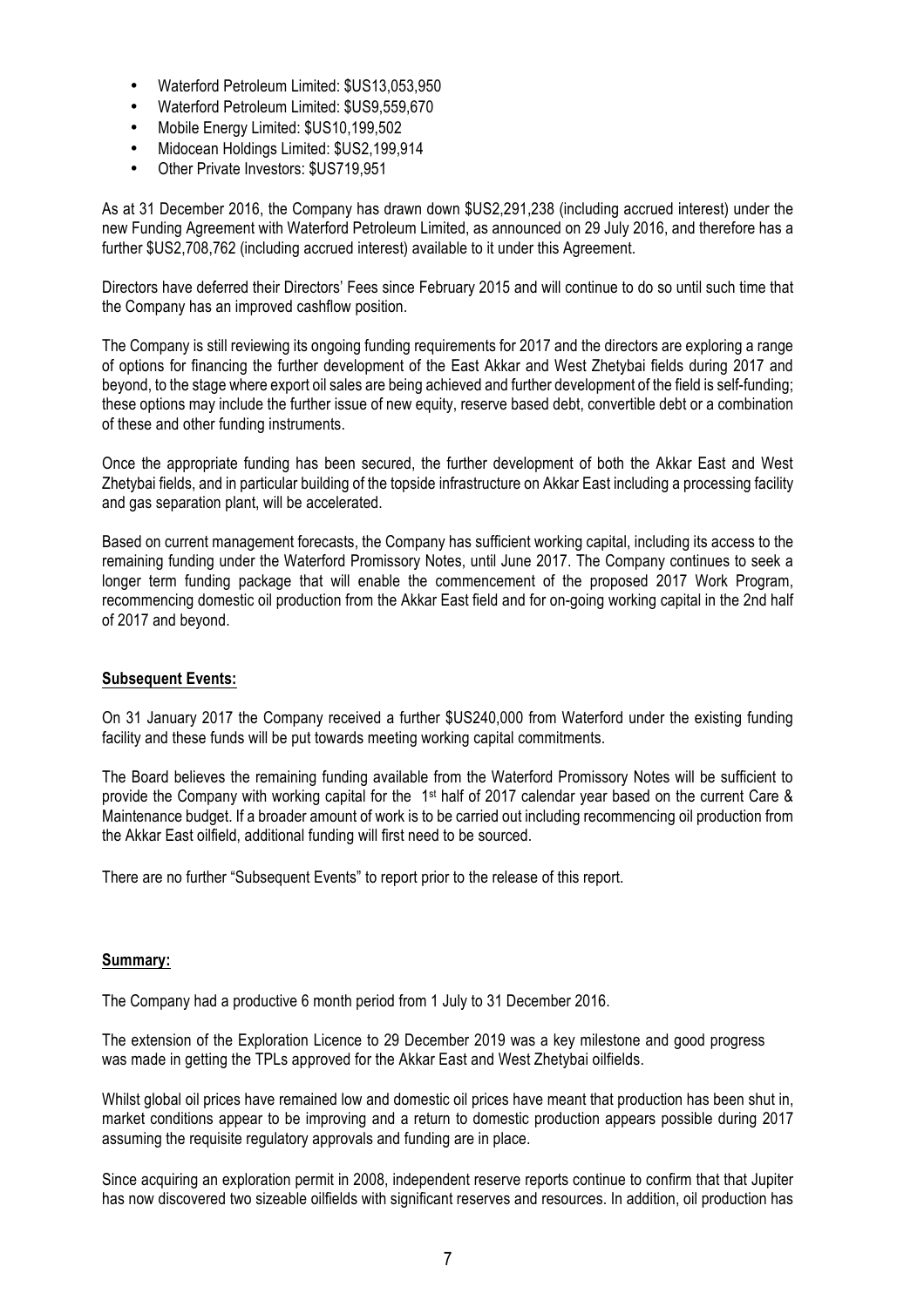- Waterford Petroleum Limited: $US13,053,950
- Waterford Petroleum Limited: $US9,559,670
- Mobile Energy Limited: $US10,199,502
- Midocean Holdings Limited: $US2,199,914
- Other Private Investors: $US719,951

As at 31 December 2016, the Company has drawn down $US2,291,238 (including accrued interest) under the new Funding Agreement with Waterford Petroleum Limited, as announced on 29 July 2016, and therefore has a further $US2,708,762 (including accrued interest) available to it under this Agreement.

Directors have deferred their Directors' Fees since February 2015 and will continue to do so until such time that the Company has an improved cashflow position.

The Company is still reviewing its ongoing funding requirements for 2017 and the directors are exploring a range of options for financing the further development of the East Akkar and West Zhetybai fields during 2017 and beyond, to the stage where export oil sales are being achieved and further development of the field is self-funding; these options may include the further issue of new equity, reserve based debt, convertible debt or a combination of these and other funding instruments.

Once the appropriate funding has been secured, the further development of both the Akkar East and West Zhetybai fields, and in particular building of the topside infrastructure on Akkar East including a processing facility and gas separation plant, will be accelerated.

Based on current management forecasts, the Company has sufficient working capital, including its access to the remaining funding under the Waterford Promissory Notes, until June 2017. The Company continues to seek a longer term funding package that will enable the commencement of the proposed 2017 Work Program, recommencing domestic oil production from the Akkar East field and for on-going working capital in the 2nd half of 2017 and beyond.

**Subsequent Events:**

On 31 January 2017 the Company received a further $US240,000 from Waterford under the existing funding facility and these funds will be put towards meeting working capital commitments.

The Board believes the remaining funding available from the Waterford Promissory Notes will be sufficient to provide the Company with working capital for the 1st half of 2017 calendar year based on the current Care & Maintenance budget. If a broader amount of work is to be carried out including recommencing oil production from the Akkar East oilfield, additional funding will first need to be sourced.

There are no further "Subsequent Events" to report prior to the release of this report.

**Summary:**

The Company had a productive 6 month period from 1 July to 31 December 2016.

The extension of the Exploration Licence to 29 December 2019 was a key milestone and good progress was made in getting the TPLs approved for the Akkar East and West Zhetybai oilfields.

Whilst global oil prices have remained low and domestic oil prices have meant that production has been shut in, market conditions appear to be improving and a return to domestic production appears possible during 2017 assuming the requisite regulatory approvals and funding are in place.

Since acquiring an exploration permit in 2008, independent reserve reports continue to confirm that that Jupiter has now discovered two sizeable oilfields with significant reserves and resources. In addition, oil production has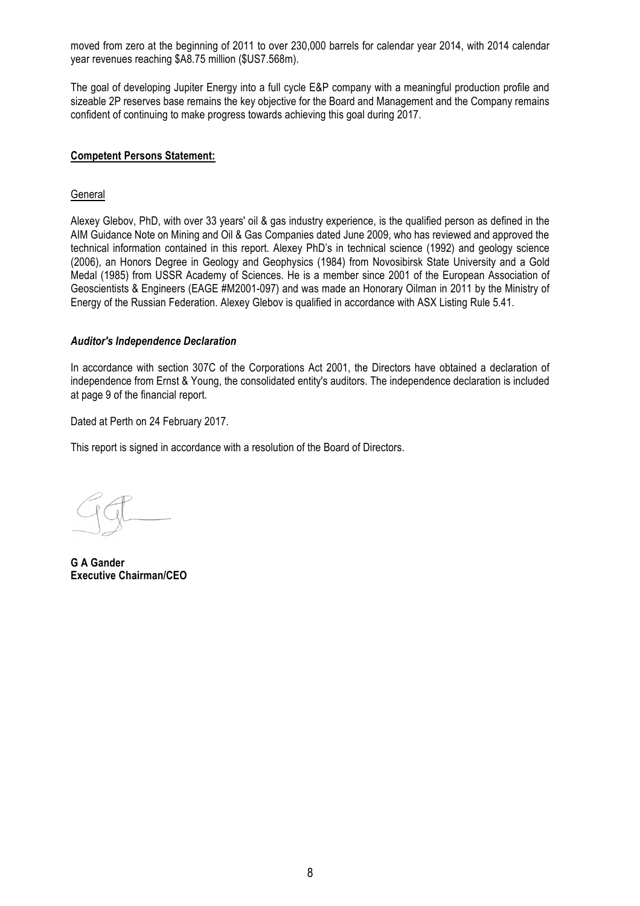moved from zero at the beginning of 2011 to over 230,000 barrels for calendar year 2014, with 2014 calendar year revenues reaching $A8.75 million ($US7.568m).

The goal of developing Jupiter Energy into a full cycle E&P company with a meaningful production profile and sizeable 2P reserves base remains the key objective for the Board and Management and the Company remains confident of continuing to make progress towards achieving this goal during 2017.

**Competent Persons Statement:**

General

Alexey Glebov, PhD, with over 33 years' oil & gas industry experience, is the qualified person as defined in the AIM Guidance Note on Mining and Oil & Gas Companies dated June 2009, who has reviewed and approved the technical information contained in this report. Alexey PhD's in technical science (1992) and geology science (2006), an Honors Degree in Geology and Geophysics (1984) from Novosibirsk State University and a Gold Medal (1985) from USSR Academy of Sciences. He is a member since 2001 of the European Association of Geoscientists & Engineers (EAGE #M2001-097) and was made an Honorary Oilman in 2011 by the Ministry of Energy of the Russian Federation. Alexey Glebov is qualified in accordance with ASX Listing Rule 5.41.

***Auditor's Independence Declaration***

In accordance with section 307C of the Corporations Act 2001, the Directors have obtained a declaration of independence from Ernst & Young, the consolidated entity's auditors. The independence declaration is included at page 9 of the financial report.

Dated at Perth on 24 February 2017.

This report is signed in accordance with a resolution of the Board of Directors.

**G A Gander**
**Executive Chairman/CEO**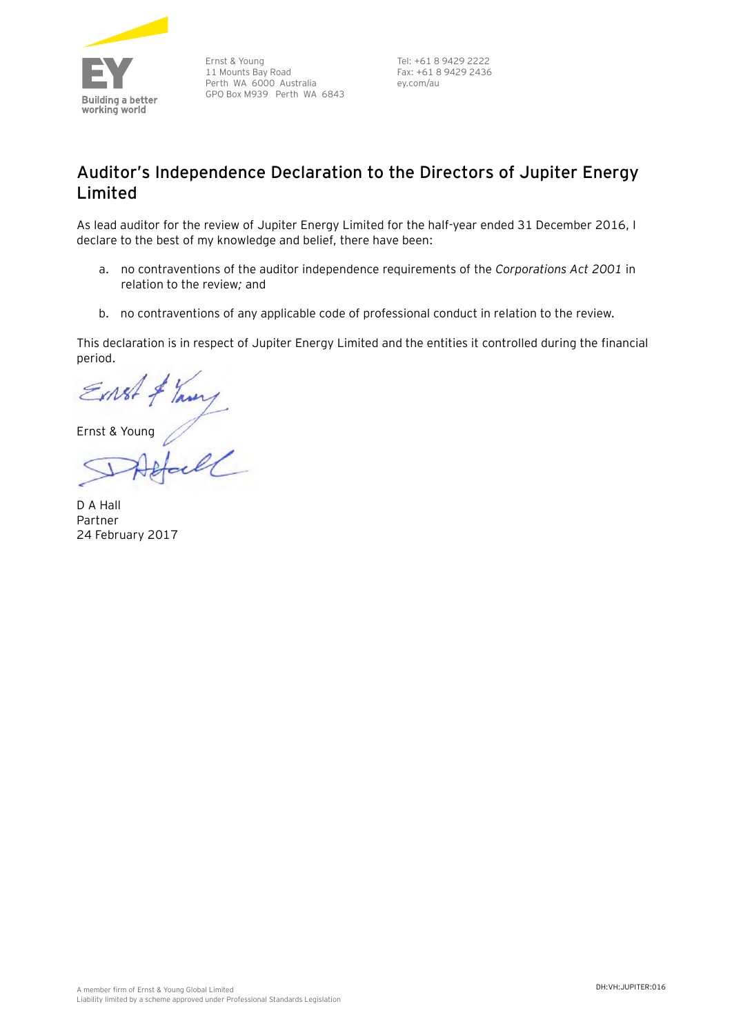Ernst & Young
11 Mounts Bay Road
Perth WA 6000 Australia
GPO Box M939 Perth WA 6843

Tel: +61 8 9429 2222
Fax: +61 8 9429 2436
ey.com/au

## Auditor's Independence Declaration to the Directors of Jupiter Energy Limited

As lead auditor for the review of Jupiter Energy Limited for the half-year ended 31 December 2016, I declare to the best of my knowledge and belief, there have been:

a. no contraventions of the auditor independence requirements of the *Corporations Act 2001* in relation to the review; and

b. no contraventions of any applicable code of professional conduct in relation to the review.

This declaration is in respect of Jupiter Energy Limited and the entities it controlled during the financial period.

Ernst & Young

D A Hall
Partner
24 February 2017

A member firm of Ernst & Young Global Limited
Liability limited by a scheme approved under Professional Standards Legislation

DH:VH:JUPITER:016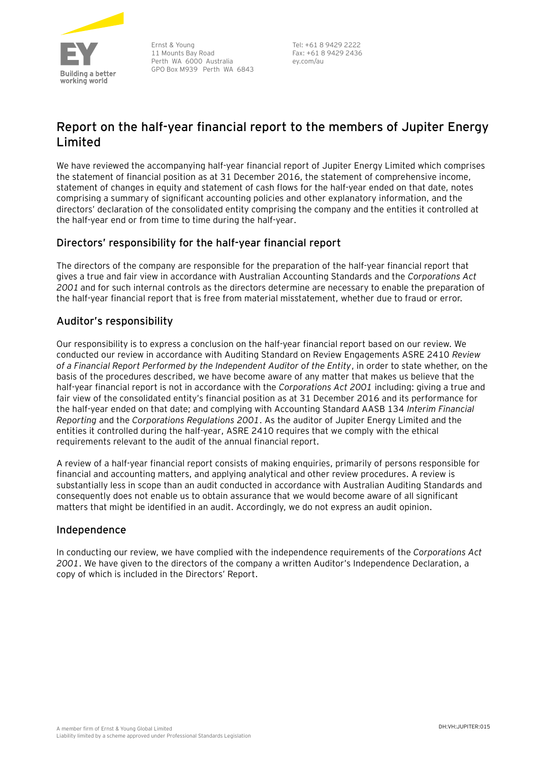Ernst & Young
11 Mounts Bay Road
Perth WA 6000 Australia
GPO Box M939 Perth WA 6843

Tel: +61 8 9429 2222
Fax: +61 8 9429 2436
ey.com/au

# Report on the half-year financial report to the members of Jupiter Energy Limited

We have reviewed the accompanying half-year financial report of Jupiter Energy Limited which comprises the statement of financial position as at 31 December 2016, the statement of comprehensive income, statement of changes in equity and statement of cash flows for the half-year ended on that date, notes comprising a summary of significant accounting policies and other explanatory information, and the directors' declaration of the consolidated entity comprising the company and the entities it controlled at the half-year end or from time to time during the half-year.

## Directors' responsibility for the half-year financial report

The directors of the company are responsible for the preparation of the half-year financial report that gives a true and fair view in accordance with Australian Accounting Standards and the *Corporations Act 2001* and for such internal controls as the directors determine are necessary to enable the preparation of the half-year financial report that is free from material misstatement, whether due to fraud or error.

## Auditor's responsibility

Our responsibility is to express a conclusion on the half-year financial report based on our review. We conducted our review in accordance with Auditing Standard on Review Engagements ASRE 2410 *Review of a Financial Report Performed by the Independent Auditor of the Entity*, in order to state whether, on the basis of the procedures described, we have become aware of any matter that makes us believe that the half-year financial report is not in accordance with the *Corporations Act 2001* including: giving a true and fair view of the consolidated entity's financial position as at 31 December 2016 and its performance for the half-year ended on that date; and complying with Accounting Standard AASB 134 *Interim Financial Reporting* and the *Corporations Regulations 2001*. As the auditor of Jupiter Energy Limited and the entities it controlled during the half-year, ASRE 2410 requires that we comply with the ethical requirements relevant to the audit of the annual financial report.

A review of a half-year financial report consists of making enquiries, primarily of persons responsible for financial and accounting matters, and applying analytical and other review procedures. A review is substantially less in scope than an audit conducted in accordance with Australian Auditing Standards and consequently does not enable us to obtain assurance that we would become aware of all significant matters that might be identified in an audit. Accordingly, we do not express an audit opinion.

## Independence

In conducting our review, we have complied with the independence requirements of the *Corporations Act 2001*. We have given to the directors of the company a written Auditor's Independence Declaration, a copy of which is included in the Directors' Report.

A member firm of Ernst & Young Global Limited
Liability limited by a scheme approved under Professional Standards Legislation

DH:VH:JUPITER:015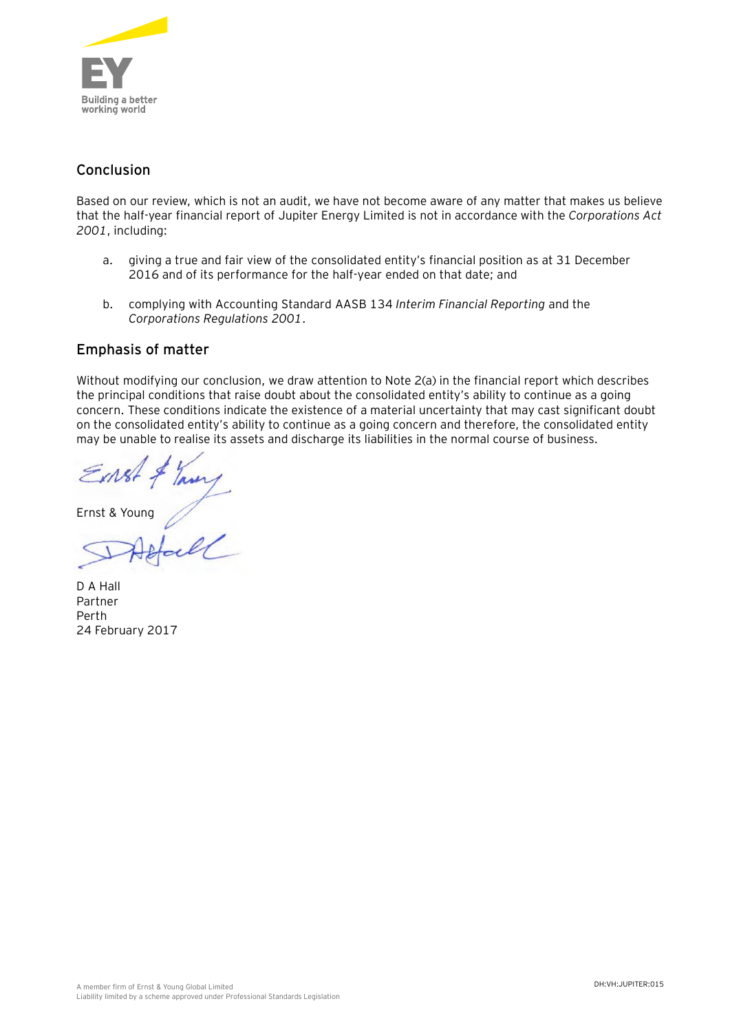## Conclusion

Based on our review, which is not an audit, we have not become aware of any matter that makes us believe that the half-year financial report of Jupiter Energy Limited is not in accordance with the *Corporations Act 2001*, including:

a. giving a true and fair view of the consolidated entity's financial position as at 31 December 2016 and of its performance for the half-year ended on that date; and

b. complying with Accounting Standard AASB 134 *Interim Financial Reporting* and the *Corporations Regulations 2001*.

## Emphasis of matter

Without modifying our conclusion, we draw attention to Note 2(a) in the financial report which describes the principal conditions that raise doubt about the consolidated entity's ability to continue as a going concern. These conditions indicate the existence of a material uncertainty that may cast significant doubt on the consolidated entity's ability to continue as a going concern and therefore, the consolidated entity may be unable to realise its assets and discharge its liabilities in the normal course of business.

Ernst & Young

D A Hall
Partner
Perth
24 February 2017

A member firm of Ernst & Young Global Limited
Liability limited by a scheme approved under Professional Standards Legislation

DH:VH:JUPITER:015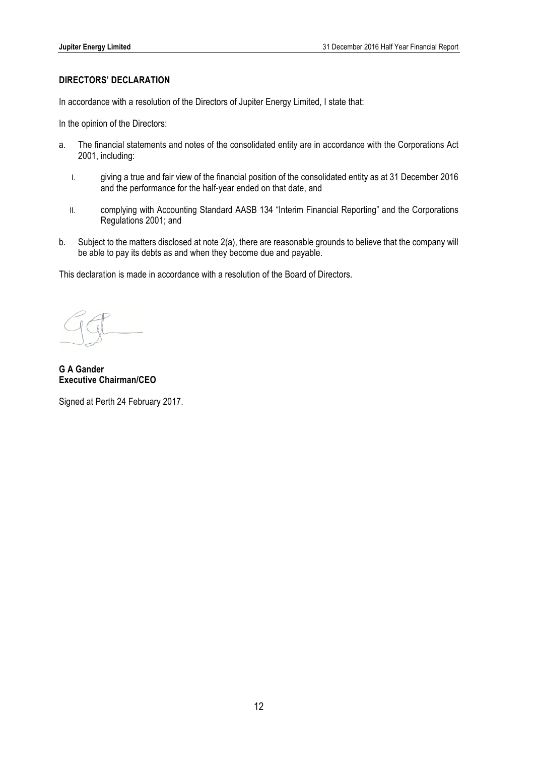## DIRECTORS' DECLARATION

In accordance with a resolution of the Directors of Jupiter Energy Limited, I state that:

In the opinion of the Directors:

a. The financial statements and notes of the consolidated entity are in accordance with the Corporations Act 2001, including:

   I. giving a true and fair view of the financial position of the consolidated entity as at 31 December 2016 and the performance for the half-year ended on that date, and

   II. complying with Accounting Standard AASB 134 "Interim Financial Reporting" and the Corporations Regulations 2001; and

b. Subject to the matters disclosed at note 2(a), there are reasonable grounds to believe that the company will be able to pay its debts as and when they become due and payable.

This declaration is made in accordance with a resolution of the Board of Directors.

**G A Gander**
**Executive Chairman/CEO**

Signed at Perth 24 February 2017.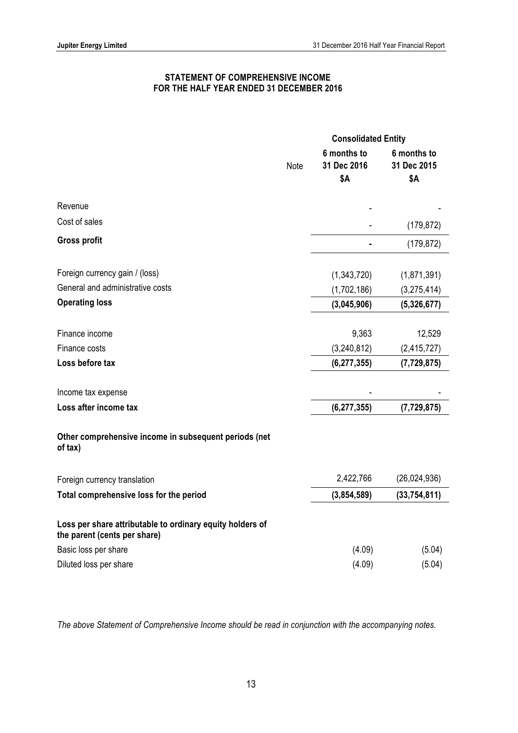## STATEMENT OF COMPREHENSIVE INCOME
## FOR THE HALF YEAR ENDED 31 DECEMBER 2016

| | Note | Consolidated Entity | |
|---|---|---|---|
| | | 6 months to 31 Dec 2016 $A | 6 months to 31 Dec 2015 $A |
| Revenue | | - | - |
| Cost of sales | | - | (179,872) |
| **Gross profit** | | **-** | (179,872) |
| Foreign currency gain / (loss) | | (1,343,720) | (1,871,391) |
| General and administrative costs | | (1,702,186) | (3,275,414) |
| **Operating loss** | | **(3,045,906)** | **(5,326,677)** |
| Finance income | | 9,363 | 12,529 |
| Finance costs | | (3,240,812) | (2,415,727) |
| **Loss before tax** | | **(6,277,355)** | **(7,729,875)** |
| Income tax expense | | - | - |
| **Loss after income tax** | | **(6,277,355)** | **(7,729,875)** |
| **Other comprehensive income in subsequent periods (net of tax)** | | | |
| Foreign currency translation | | 2,422,766 | (26,024,936) |
| **Total comprehensive loss for the period** | | **(3,854,589)** | **(33,754,811)** |
| **Loss per share attributable to ordinary equity holders of the parent (cents per share)** | | | |
| Basic loss per share | | (4.09) | (5.04) |
| Diluted loss per share | | (4.09) | (5.04) |

*The above Statement of Comprehensive Income should be read in conjunction with the accompanying notes.*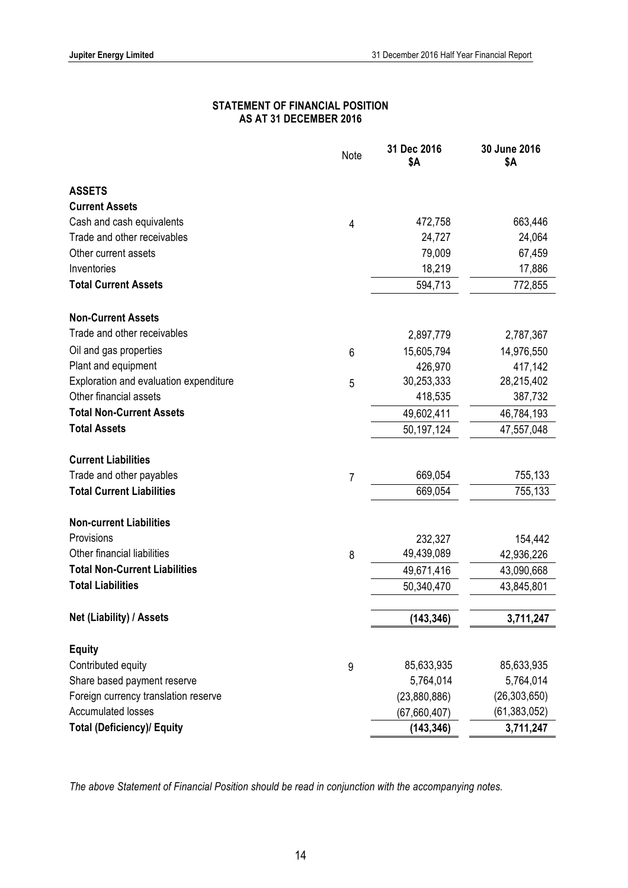## STATEMENT OF FINANCIAL POSITION
## AS AT 31 DECEMBER 2016

| | Note | 31 Dec 2016 $A | 30 June 2016 $A |
|---|---|---|---|
| **ASSETS** | | | |
| **Current Assets** | | | |
| Cash and cash equivalents | 4 | 472,758 | 663,446 |
| Trade and other receivables | | 24,727 | 24,064 |
| Other current assets | | 79,009 | 67,459 |
| Inventories | | 18,219 | 17,886 |
| **Total Current Assets** | | 594,713 | 772,855 |
| | | | |
| **Non-Current Assets** | | | |
| Trade and other receivables | | 2,897,779 | 2,787,367 |
| Oil and gas properties | 6 | 15,605,794 | 14,976,550 |
| Plant and equipment | | 426,970 | 417,142 |
| Exploration and evaluation expenditure | 5 | 30,253,333 | 28,215,402 |
| Other financial assets | | 418,535 | 387,732 |
| **Total Non-Current Assets** | | 49,602,411 | 46,784,193 |
| **Total Assets** | | 50,197,124 | 47,557,048 |
| | | | |
| **Current Liabilities** | | | |
| Trade and other payables | 7 | 669,054 | 755,133 |
| **Total Current Liabilities** | | 669,054 | 755,133 |
| | | | |
| **Non-current Liabilities** | | | |
| Provisions | | 232,327 | 154,442 |
| Other financial liabilities | 8 | 49,439,089 | 42,936,226 |
| **Total Non-Current Liabilities** | | 49,671,416 | 43,090,668 |
| **Total Liabilities** | | 50,340,470 | 43,845,801 |
| | | | |
| **Net (Liability) / Assets** | | **(143,346)** | **3,711,247** |
| | | | |
| **Equity** | | | |
| Contributed equity | 9 | 85,633,935 | 85,633,935 |
| Share based payment reserve | | 5,764,014 | 5,764,014 |
| Foreign currency translation reserve | | (23,880,886) | (26,303,650) |
| Accumulated losses | | (67,660,407) | (61,383,052) |
| **Total (Deficiency)/ Equity** | | **(143,346)** | **3,711,247** |

*The above Statement of Financial Position should be read in conjunction with the accompanying notes.*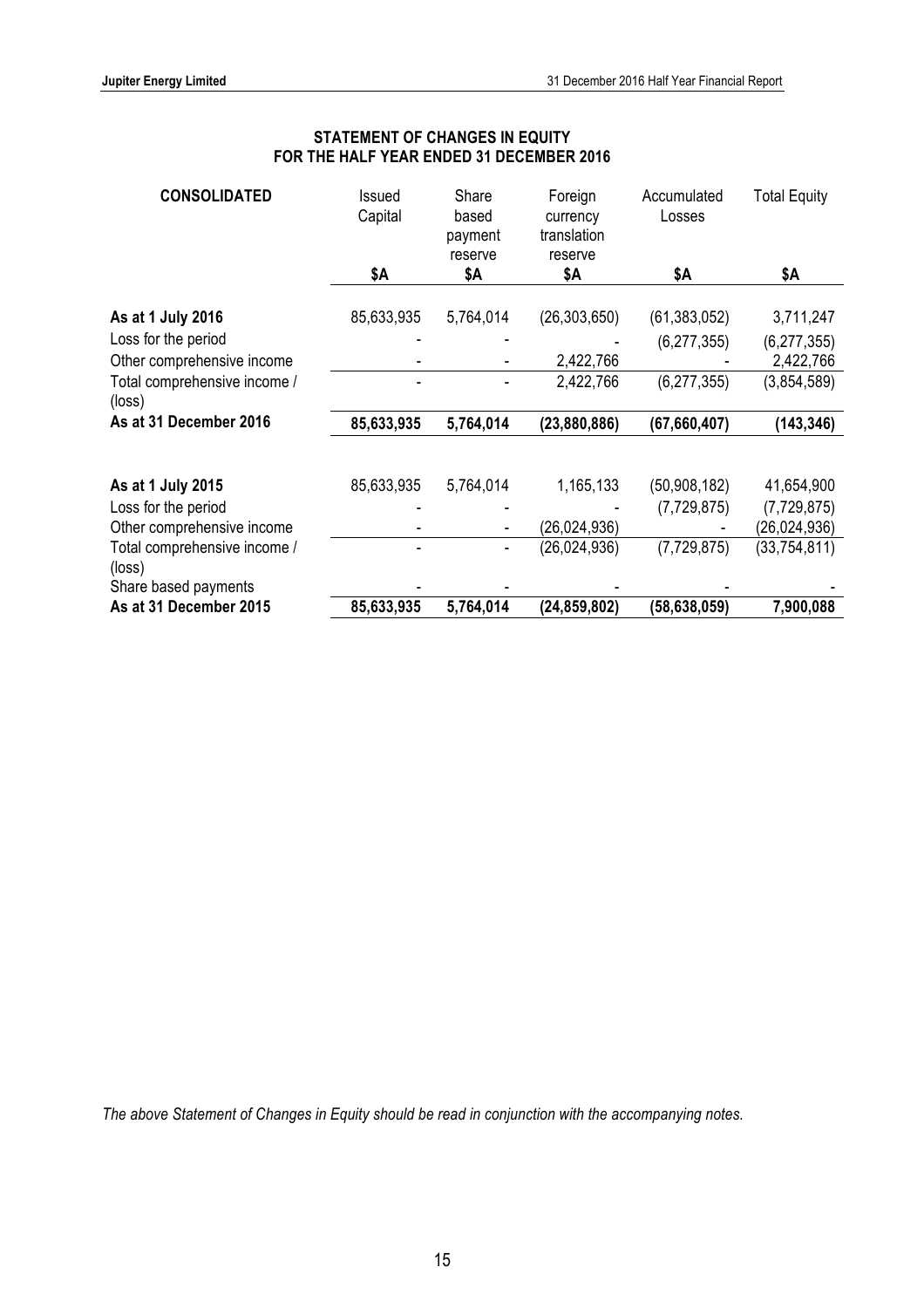## STATEMENT OF CHANGES IN EQUITY
## FOR THE HALF YEAR ENDED 31 DECEMBER 2016

| CONSOLIDATED | Issued Capital | Share based payment reserve | Foreign currency translation reserve | Accumulated Losses | Total Equity |
|---|---|---|---|---|---|
| | $A | $A | $A | $A | $A |
| **As at 1 July 2016** | 85,633,935 | 5,764,014 | (26,303,650) | (61,383,052) | 3,711,247 |
| Loss for the period | - | - | - | (6,277,355) | (6,277,355) |
| Other comprehensive income | - | - | 2,422,766 | - | 2,422,766 |
| Total comprehensive income / (loss) | - | - | 2,422,766 | (6,277,355) | (3,854,589) |
| **As at 31 December 2016** | **85,633,935** | **5,764,014** | **(23,880,886)** | **(67,660,407)** | **(143,346)** |
| | | | | | |
| **As at 1 July 2015** | 85,633,935 | 5,764,014 | 1,165,133 | (50,908,182) | 41,654,900 |
| Loss for the period | - | - | - | (7,729,875) | (7,729,875) |
| Other comprehensive income | - | - | (26,024,936) | - | (26,024,936) |
| Total comprehensive income / (loss) | - | - | (26,024,936) | (7,729,875) | (33,754,811) |
| Share based payments | - | - | - | - | - |
| **As at 31 December 2015** | **85,633,935** | **5,764,014** | **(24,859,802)** | **(58,638,059)** | **7,900,088** |

*The above Statement of Changes in Equity should be read in conjunction with the accompanying notes.*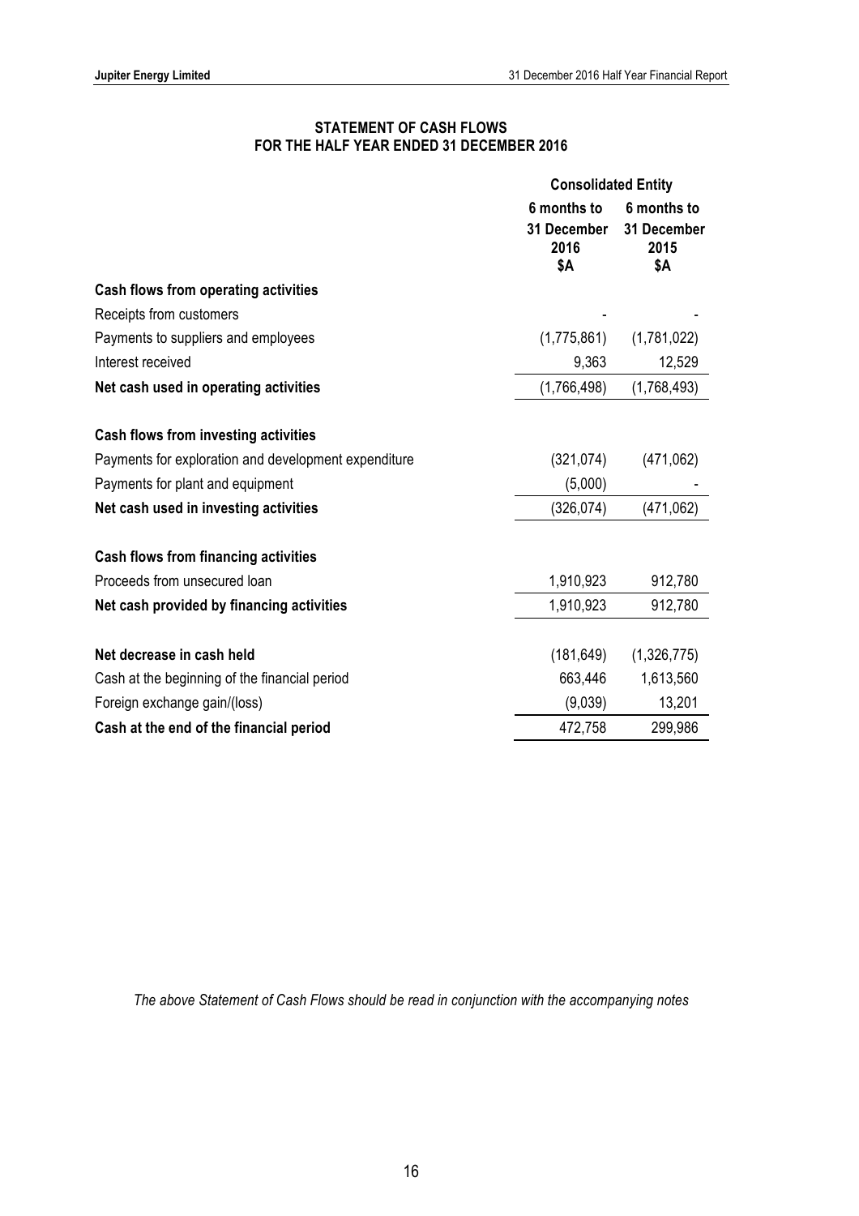## STATEMENT OF CASH FLOWS
## FOR THE HALF YEAR ENDED 31 DECEMBER 2016

| | Consolidated Entity | |
|---|---|---|
| | 6 months to 31 December 2016 $A | 6 months to 31 December 2015 $A |
| **Cash flows from operating activities** | | |
| Receipts from customers | - | - |
| Payments to suppliers and employees | (1,775,861) | (1,781,022) |
| Interest received | 9,363 | 12,529 |
| **Net cash used in operating activities** | (1,766,498) | (1,768,493) |
| | | |
| **Cash flows from investing activities** | | |
| Payments for exploration and development expenditure | (321,074) | (471,062) |
| Payments for plant and equipment | (5,000) | - |
| **Net cash used in investing activities** | (326,074) | (471,062) |
| | | |
| **Cash flows from financing activities** | | |
| Proceeds from unsecured loan | 1,910,923 | 912,780 |
| **Net cash provided by financing activities** | 1,910,923 | 912,780 |
| | | |
| **Net decrease in cash held** | (181,649) | (1,326,775) |
| Cash at the beginning of the financial period | 663,446 | 1,613,560 |
| Foreign exchange gain/(loss) | (9,039) | 13,201 |
| **Cash at the end of the financial period** | 472,758 | 299,986 |

*The above Statement of Cash Flows should be read in conjunction with the accompanying notes*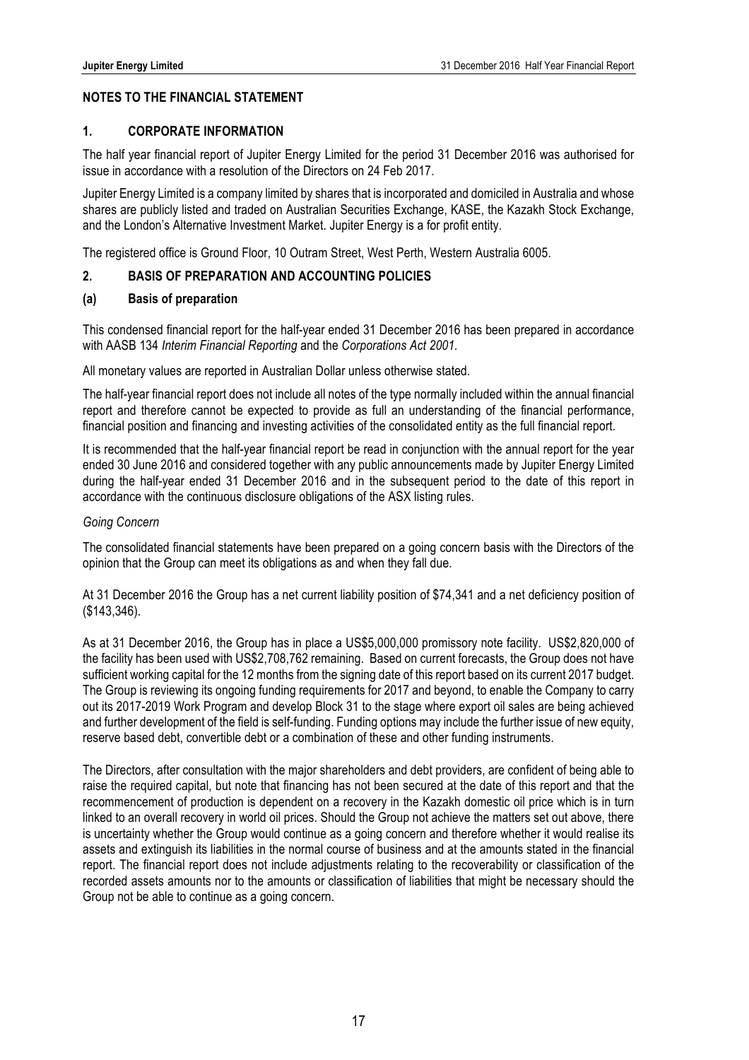## NOTES TO THE FINANCIAL STATEMENT

### 1. CORPORATE INFORMATION

The half year financial report of Jupiter Energy Limited for the period 31 December 2016 was authorised for issue in accordance with a resolution of the Directors on 24 Feb 2017.

Jupiter Energy Limited is a company limited by shares that is incorporated and domiciled in Australia and whose shares are publicly listed and traded on Australian Securities Exchange, KASE, the Kazakh Stock Exchange, and the London's Alternative Investment Market. Jupiter Energy is a for profit entity.

The registered office is Ground Floor, 10 Outram Street, West Perth, Western Australia 6005.

### 2. BASIS OF PREPARATION AND ACCOUNTING POLICIES

#### (a) Basis of preparation

This condensed financial report for the half-year ended 31 December 2016 has been prepared in accordance with AASB 134 *Interim Financial Reporting* and the *Corporations Act 2001*.

All monetary values are reported in Australian Dollar unless otherwise stated.

The half-year financial report does not include all notes of the type normally included within the annual financial report and therefore cannot be expected to provide as full an understanding of the financial performance, financial position and financing and investing activities of the consolidated entity as the full financial report.

It is recommended that the half-year financial report be read in conjunction with the annual report for the year ended 30 June 2016 and considered together with any public announcements made by Jupiter Energy Limited during the half-year ended 31 December 2016 and in the subsequent period to the date of this report in accordance with the continuous disclosure obligations of the ASX listing rules.

*Going Concern*

The consolidated financial statements have been prepared on a going concern basis with the Directors of the opinion that the Group can meet its obligations as and when they fall due.

At 31 December 2016 the Group has a net current liability position of $74,341 and a net deficiency position of ($143,346).

As at 31 December 2016, the Group has in place a US$5,000,000 promissory note facility. US$2,820,000 of the facility has been used with US$2,708,762 remaining. Based on current forecasts, the Group does not have sufficient working capital for the 12 months from the signing date of this report based on its current 2017 budget. The Group is reviewing its ongoing funding requirements for 2017 and beyond, to enable the Company to carry out its 2017-2019 Work Program and develop Block 31 to the stage where export oil sales are being achieved and further development of the field is self-funding. Funding options may include the further issue of new equity, reserve based debt, convertible debt or a combination of these and other funding instruments.

The Directors, after consultation with the major shareholders and debt providers, are confident of being able to raise the required capital, but note that financing has not been secured at the date of this report and that the recommencement of production is dependent on a recovery in the Kazakh domestic oil price which is in turn linked to an overall recovery in world oil prices. Should the Group not achieve the matters set out above, there is uncertainty whether the Group would continue as a going concern and therefore whether it would realise its assets and extinguish its liabilities in the normal course of business and at the amounts stated in the financial report. The financial report does not include adjustments relating to the recoverability or classification of the recorded assets amounts nor to the amounts or classification of liabilities that might be necessary should the Group not be able to continue as a going concern.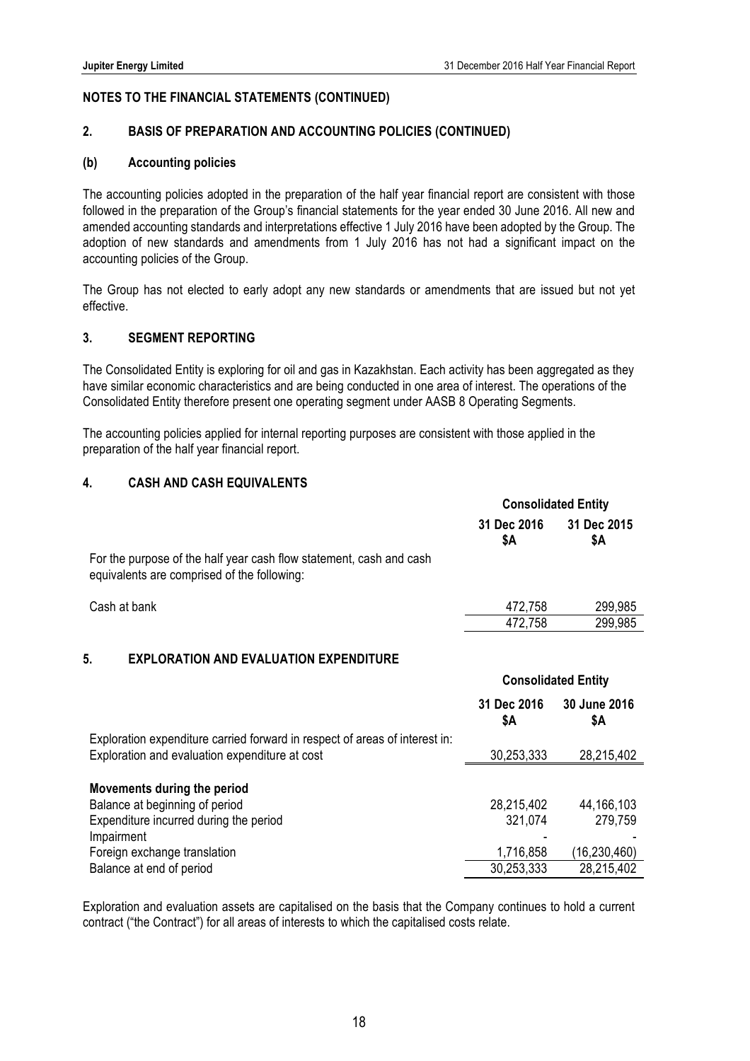## NOTES TO THE FINANCIAL STATEMENTS (CONTINUED)

### 2. BASIS OF PREPARATION AND ACCOUNTING POLICIES (CONTINUED)

#### (b) Accounting policies

The accounting policies adopted in the preparation of the half year financial report are consistent with those followed in the preparation of the Group's financial statements for the year ended 30 June 2016. All new and amended accounting standards and interpretations effective 1 July 2016 have been adopted by the Group. The adoption of new standards and amendments from 1 July 2016 has not had a significant impact on the accounting policies of the Group.

The Group has not elected to early adopt any new standards or amendments that are issued but not yet effective.

### 3. SEGMENT REPORTING

The Consolidated Entity is exploring for oil and gas in Kazakhstan. Each activity has been aggregated as they have similar economic characteristics and are being conducted in one area of interest. The operations of the Consolidated Entity therefore present one operating segment under AASB 8 Operating Segments.

The accounting policies applied for internal reporting purposes are consistent with those applied in the preparation of the half year financial report.

### 4. CASH AND CASH EQUIVALENTS

| | Consolidated Entity | |
|---|---|---|
| | **31 Dec 2016 $A** | **31 Dec 2015 $A** |
| For the purpose of the half year cash flow statement, cash and cash equivalents are comprised of the following: | | |
| Cash at bank | 472,758 | 299,985 |
| | 472,758 | 299,985 |

### 5. EXPLORATION AND EVALUATION EXPENDITURE

| | Consolidated Entity | |
|---|---|---|
| | **31 Dec 2016 $A** | **30 June 2016 $A** |
| Exploration expenditure carried forward in respect of areas of interest in: | | |
| Exploration and evaluation expenditure at cost | 30,253,333 | 28,215,402 |
| **Movements during the period** | | |
| Balance at beginning of period | 28,215,402 | 44,166,103 |
| Expenditure incurred during the period | 321,074 | 279,759 |
| Impairment | - | - |
| Foreign exchange translation | 1,716,858 | (16,230,460) |
| Balance at end of period | 30,253,333 | 28,215,402 |

Exploration and evaluation assets are capitalised on the basis that the Company continues to hold a current contract ("the Contract") for all areas of interests to which the capitalised costs relate.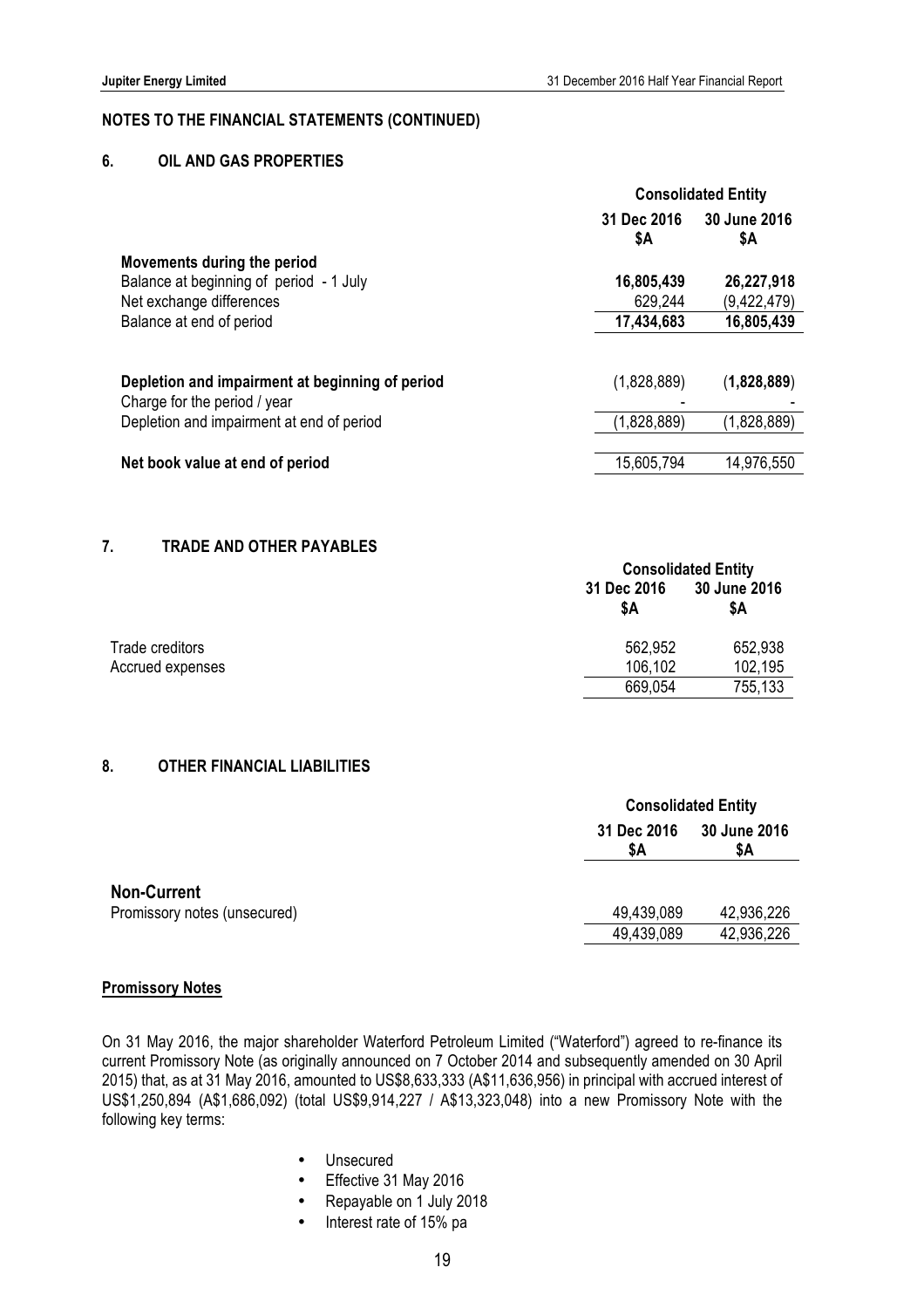## NOTES TO THE FINANCIAL STATEMENTS (CONTINUED)

### 6. OIL AND GAS PROPERTIES

| | Consolidated Entity | |
|---|---|---|
| | 31 Dec 2016 $A | 30 June 2016 $A |
| **Movements during the period** | | |
| Balance at beginning of period - 1 July | **16,805,439** | **26,227,918** |
| Net exchange differences | 629,244 | (9,422,479) |
| Balance at end of period | **17,434,683** | **16,805,439** |
| | | |
| **Depletion and impairment at beginning of period** | (1,828,889) | (**1,828,889**) |
| Charge for the period / year | - | - |
| Depletion and impairment at end of period | (1,828,889) | (1,828,889) |
| | | |
| **Net book value at end of period** | 15,605,794 | 14,976,550 |

### 7. TRADE AND OTHER PAYABLES

| | Consolidated Entity | |
|---|---|---|
| | 31 Dec 2016 $A | 30 June 2016 $A |
| Trade creditors | 562,952 | 652,938 |
| Accrued expenses | 106,102 | 102,195 |
| | 669,054 | 755,133 |

### 8. OTHER FINANCIAL LIABILITIES

| | Consolidated Entity | |
|---|---|---|
| | 31 Dec 2016 $A | 30 June 2016 $A |
| **Non-Current** | | |
| Promissory notes (unsecured) | 49,439,089 | 42,936,226 |
| | 49,439,089 | 42,936,226 |

**Promissory Notes**

On 31 May 2016, the major shareholder Waterford Petroleum Limited ("Waterford") agreed to re-finance its current Promissory Note (as originally announced on 7 October 2014 and subsequently amended on 30 April 2015) that, as at 31 May 2016, amounted to US$8,633,333 (A$11,636,956) in principal with accrued interest of US$1,250,894 (A$1,686,092) (total US$9,914,227 / A$13,323,048) into a new Promissory Note with the following key terms:

- Unsecured
- Effective 31 May 2016
- Repayable on 1 July 2018
- Interest rate of 15% pa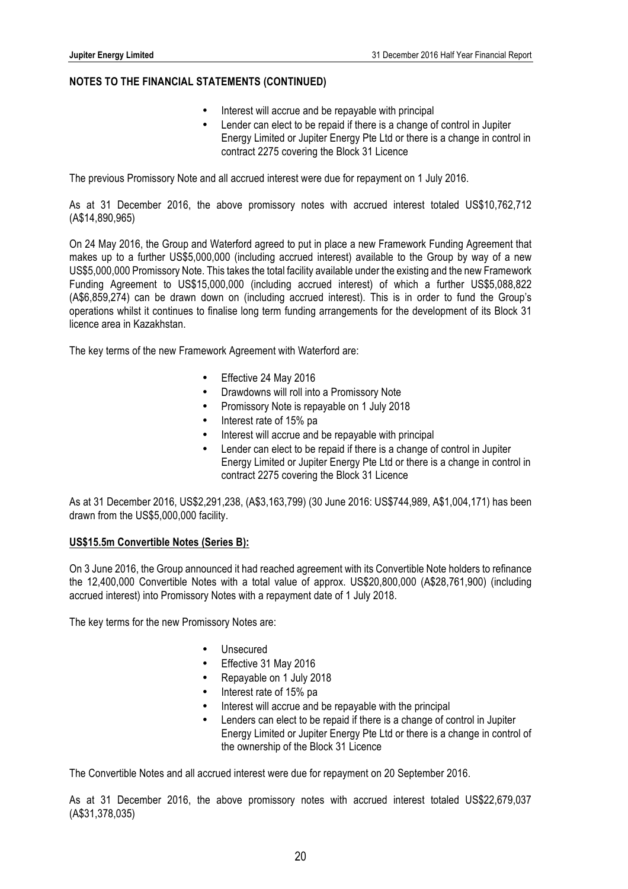## NOTES TO THE FINANCIAL STATEMENTS (CONTINUED)

- Interest will accrue and be repayable with principal
- Lender can elect to be repaid if there is a change of control in Jupiter Energy Limited or Jupiter Energy Pte Ltd or there is a change in control in contract 2275 covering the Block 31 Licence

The previous Promissory Note and all accrued interest were due for repayment on 1 July 2016.

As at 31 December 2016, the above promissory notes with accrued interest totaled US$10,762,712 (A$14,890,965)

On 24 May 2016, the Group and Waterford agreed to put in place a new Framework Funding Agreement that makes up to a further US$5,000,000 (including accrued interest) available to the Group by way of a new US$5,000,000 Promissory Note. This takes the total facility available under the existing and the new Framework Funding Agreement to US$15,000,000 (including accrued interest) of which a further US$5,088,822 (A$6,859,274) can be drawn down on (including accrued interest). This is in order to fund the Group's operations whilst it continues to finalise long term funding arrangements for the development of its Block 31 licence area in Kazakhstan.

The key terms of the new Framework Agreement with Waterford are:

- Effective 24 May 2016
- Drawdowns will roll into a Promissory Note
- Promissory Note is repayable on 1 July 2018
- Interest rate of 15% pa
- Interest will accrue and be repayable with principal
- Lender can elect to be repaid if there is a change of control in Jupiter Energy Limited or Jupiter Energy Pte Ltd or there is a change in control in contract 2275 covering the Block 31 Licence

As at 31 December 2016, US$2,291,238, (A$3,163,799) (30 June 2016: US$744,989, A$1,004,171) has been drawn from the US$5,000,000 facility.

**US$15.5m Convertible Notes (Series B):**

On 3 June 2016, the Group announced it had reached agreement with its Convertible Note holders to refinance the 12,400,000 Convertible Notes with a total value of approx. US$20,800,000 (A$28,761,900) (including accrued interest) into Promissory Notes with a repayment date of 1 July 2018.

The key terms for the new Promissory Notes are:

- Unsecured
- Effective 31 May 2016
- Repayable on 1 July 2018
- Interest rate of 15% pa
- Interest will accrue and be repayable with the principal
- Lenders can elect to be repaid if there is a change of control in Jupiter Energy Limited or Jupiter Energy Pte Ltd or there is a change in control of the ownership of the Block 31 Licence

The Convertible Notes and all accrued interest were due for repayment on 20 September 2016.

As at 31 December 2016, the above promissory notes with accrued interest totaled US$22,679,037 (A$31,378,035)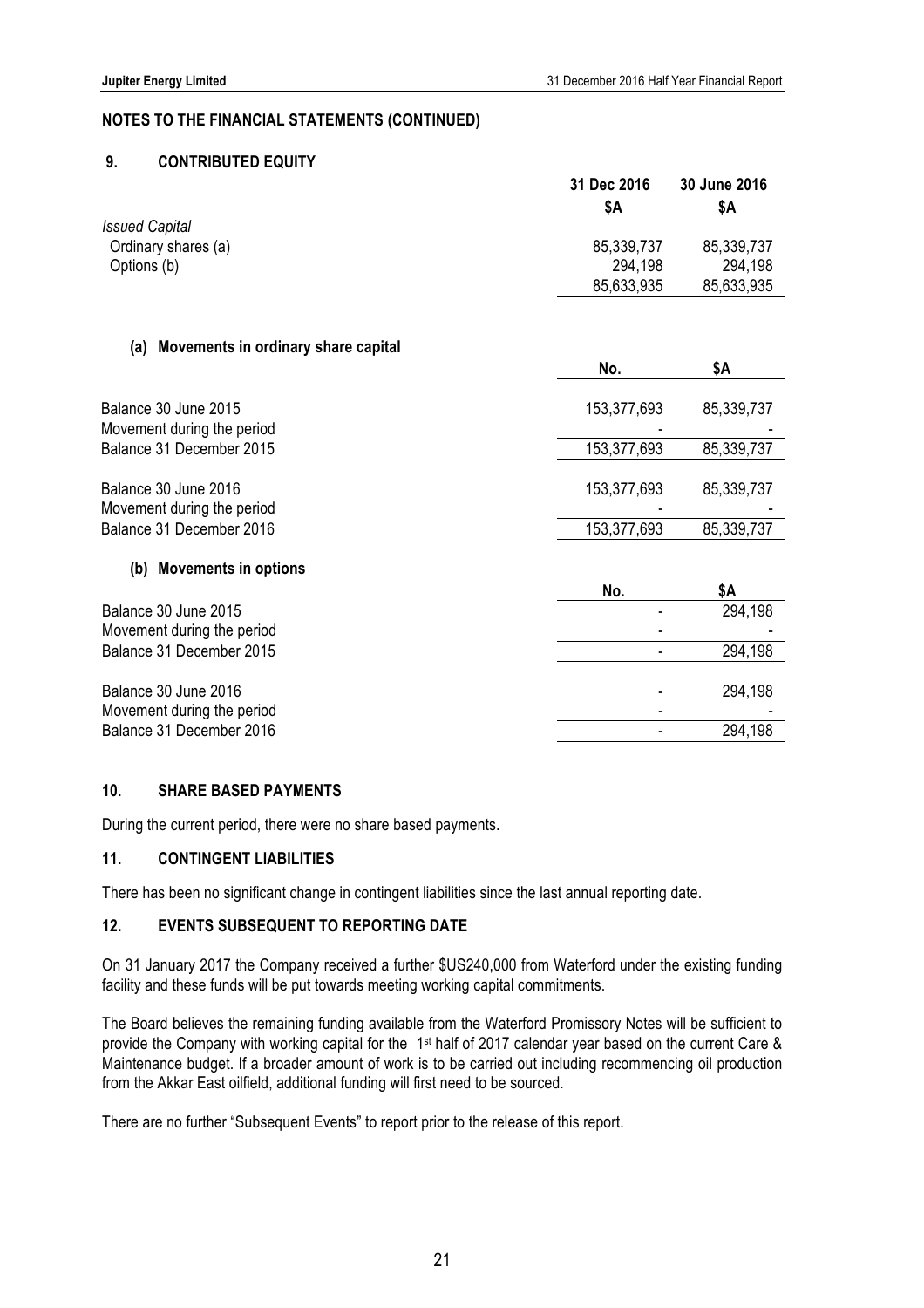## NOTES TO THE FINANCIAL STATEMENTS (CONTINUED)

### 9. CONTRIBUTED EQUITY

| | 31 Dec 2016 $A | 30 June 2016 $A |
|---|---|---|
| *Issued Capital* | | |
| Ordinary shares (a) | 85,339,737 | 85,339,737 |
| Options (b) | 294,198 | 294,198 |
| | 85,633,935 | 85,633,935 |

**(a) Movements in ordinary share capital**

| | No. | $A |
|---|---|---|
| Balance 30 June 2015 | 153,377,693 | 85,339,737 |
| Movement during the period | - | - |
| Balance 31 December 2015 | 153,377,693 | 85,339,737 |
| Balance 30 June 2016 | 153,377,693 | 85,339,737 |
| Movement during the period | - | - |
| Balance 31 December 2016 | 153,377,693 | 85,339,737 |

**(b) Movements in options**

| | No. | $A |
|---|---|---|
| Balance 30 June 2015 | - | 294,198 |
| Movement during the period | - | - |
| Balance 31 December 2015 | - | 294,198 |
| Balance 30 June 2016 | - | 294,198 |
| Movement during the period | - | - |
| Balance 31 December 2016 | - | 294,198 |

### 10. SHARE BASED PAYMENTS

During the current period, there were no share based payments.

### 11. CONTINGENT LIABILITIES

There has been no significant change in contingent liabilities since the last annual reporting date.

### 12. EVENTS SUBSEQUENT TO REPORTING DATE

On 31 January 2017 the Company received a further $US240,000 from Waterford under the existing funding facility and these funds will be put towards meeting working capital commitments.

The Board believes the remaining funding available from the Waterford Promissory Notes will be sufficient to provide the Company with working capital for the 1st half of 2017 calendar year based on the current Care & Maintenance budget. If a broader amount of work is to be carried out including recommencing oil production from the Akkar East oilfield, additional funding will first need to be sourced.

There are no further "Subsequent Events" to report prior to the release of this report.